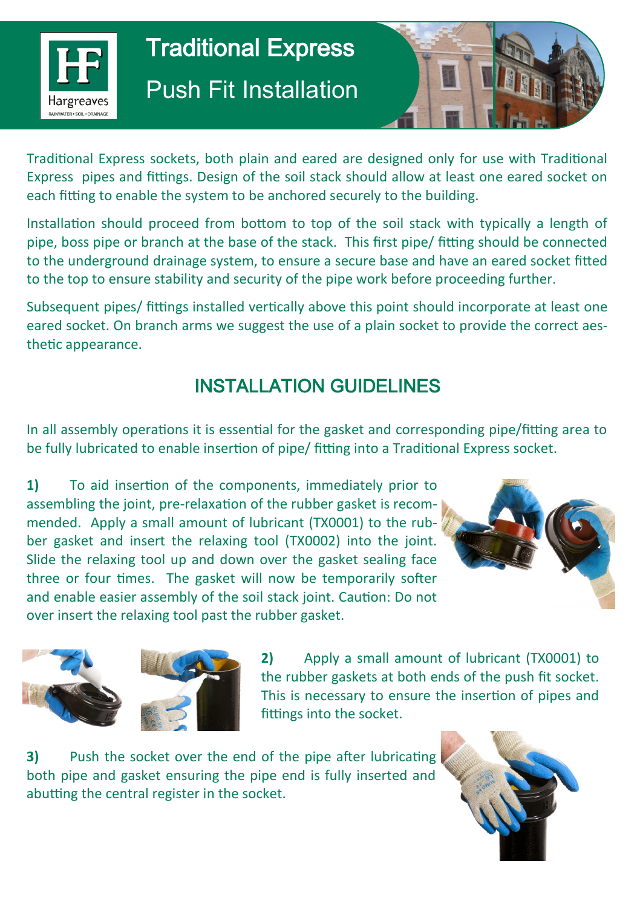# Traditional Express

## Push Fit Installation

Traditional Express sockets, both plain and eared are designed only for use with Traditional Express pipes and fittings. Design of the soil stack should allow at least one eared socket on each fitting to enable the system to be anchored securely to the building.

Installation should proceed from bottom to top of the soil stack with typically a length of pipe, boss pipe or branch at the base of the stack. This first pipe/ fitting should be connected to the underground drainage system, to ensure a secure base and have an eared socket fitted to the top to ensure stability and security of the pipe work before proceeding further.

Subsequent pipes/ fittings installed vertically above this point should incorporate at least one eared socket. On branch arms we suggest the use of a plain socket to provide the correct aesthetic appearance.

## INSTALLATION GUIDELINES

In all assembly operations it is essential for the gasket and corresponding pipe/fitting area to be fully lubricated to enable insertion of pipe/ fitting into a Traditional Express socket.

**1)** To aid insertion of the components, immediately prior to assembling the joint, pre-relaxation of the rubber gasket is recommended. Apply a small amount of lubricant (TX0001) to the rubber gasket and insert the relaxing tool (TX0002) into the joint. Slide the relaxing tool up and down over the gasket sealing face three or four times. The gasket will now be temporarily softer and enable easier assembly of the soil stack joint. Caution: Do not over insert the relaxing tool past the rubber gasket.

**2)** Apply a small amount of lubricant (TX0001) to the rubber gaskets at both ends of the push fit socket. This is necessary to ensure the insertion of pipes and fittings into the socket.

**3)** Push the socket over the end of the pipe after lubricating both pipe and gasket ensuring the pipe end is fully inserted and abutting the central register in the socket.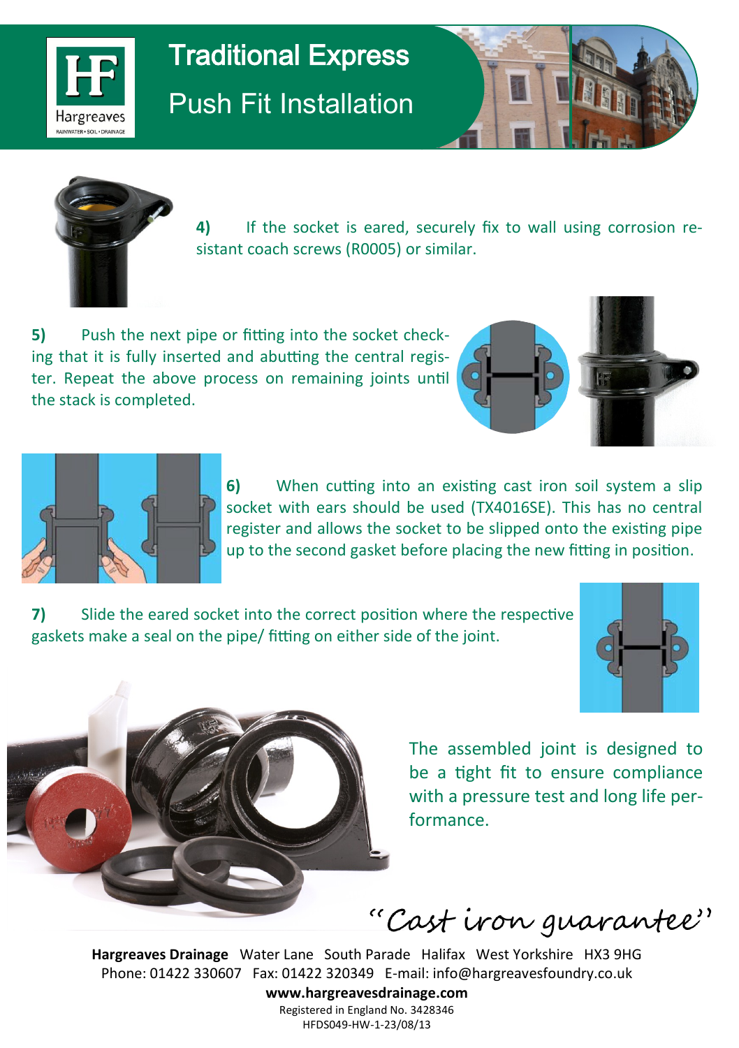# Traditional Express

## Push Fit Installation

**4)** If the socket is eared, securely fix to wall using corrosion resistant coach screws (R0005) or similar.

**5)** Push the next pipe or fitting into the socket checking that it is fully inserted and abutting the central register. Repeat the above process on remaining joints until the stack is completed.

**6)** When cutting into an existing cast iron soil system a slip socket with ears should be used (TX4016SE). This has no central register and allows the socket to be slipped onto the existing pipe up to the second gasket before placing the new fitting in position.

**7)** Slide the eared socket into the correct position where the respective gaskets make a seal on the pipe/ fitting on either side of the joint.

The assembled joint is designed to be a tight fit to ensure compliance with a pressure test and long life performance.

*"Cast iron guarantee"*

**Hargreaves Drainage** Water Lane South Parade Halifax West Yorkshire HX3 9HG
Phone: 01422 330607 Fax: 01422 320349 E-mail: info@hargreavesfoundry.co.uk

**www.hargreavesdrainage.com**

Registered in England No. 3428346

HFDS049-HW-1-23/08/13